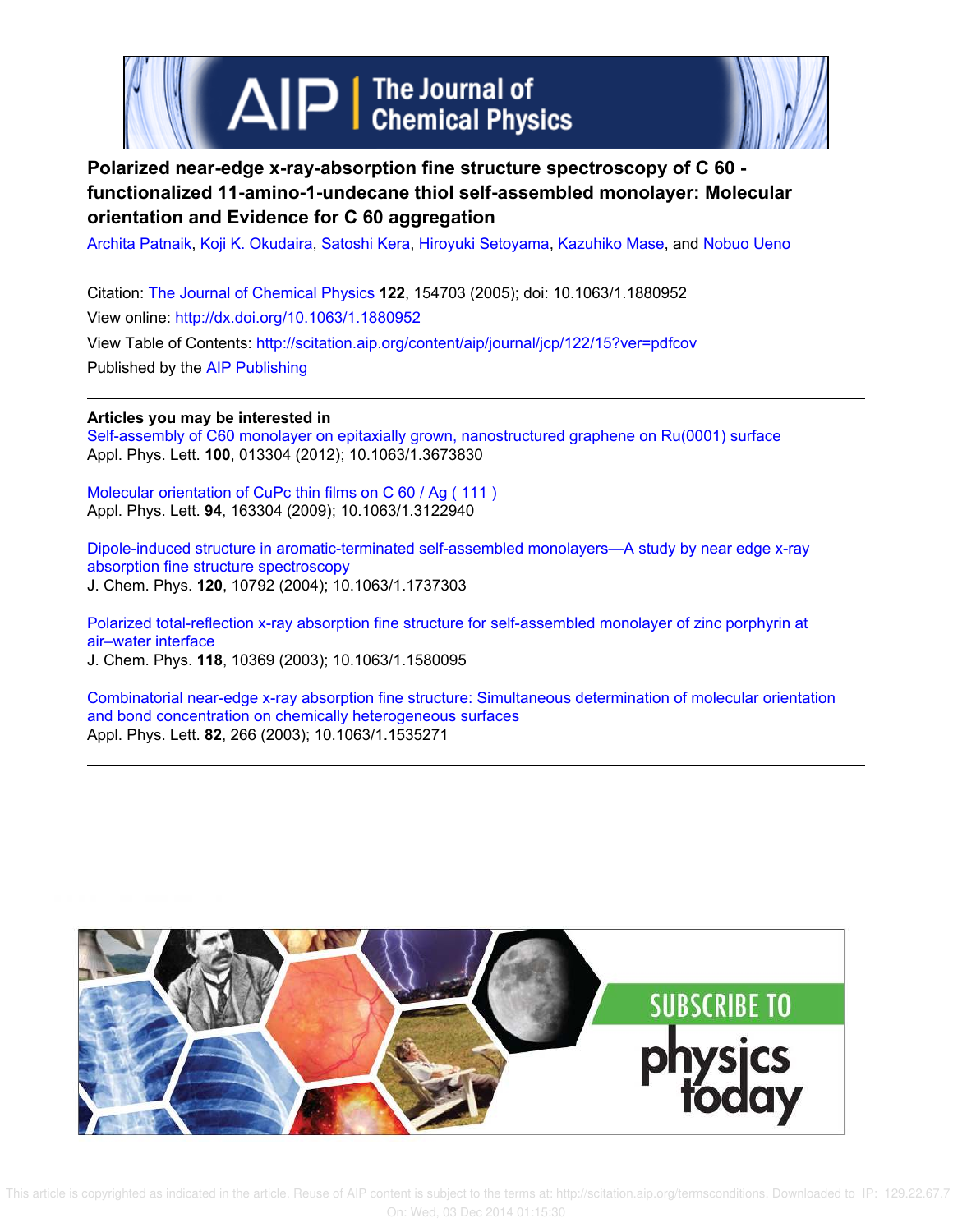# Polarized near-edge x-ray-absorption fine structure spectroscopy of C 60 - functionalized 11-amino-1-undecane thiol self-assembled monolayer: Molecular orientation and Evidence for C 60 aggregation

Archita Patnaik, Koji K. Okudaira, Satoshi Kera, Hiroyuki Setoyama, Kazuhiko Mase, and Nobuo Ueno

Citation: The Journal of Chemical Physics **122**, 154703 (2005); doi: 10.1063/1.1880952
View online: http://dx.doi.org/10.1063/1.1880952
View Table of Contents: http://scitation.aip.org/content/aip/journal/jcp/122/15?ver=pdfcov
Published by the AIP Publishing

**Articles you may be interested in**

Self-assembly of C60 monolayer on epitaxially grown, nanostructured graphene on Ru(0001) surface
Appl. Phys. Lett. **100**, 013304 (2012); 10.1063/1.3673830

Molecular orientation of CuPc thin films on C 60 / Ag ( 111 )
Appl. Phys. Lett. **94**, 163304 (2009); 10.1063/1.3122940

Dipole-induced structure in aromatic-terminated self-assembled monolayers—A study by near edge x-ray absorption fine structure spectroscopy
J. Chem. Phys. **120**, 10792 (2004); 10.1063/1.1737303

Polarized total-reflection x-ray absorption fine structure for self-assembled monolayer of zinc porphyrin at air–water interface
J. Chem. Phys. **118**, 10369 (2003); 10.1063/1.1580095

Combinatorial near-edge x-ray absorption fine structure: Simultaneous determination of molecular orientation and bond concentration on chemically heterogeneous surfaces
Appl. Phys. Lett. **82**, 266 (2003); 10.1063/1.1535271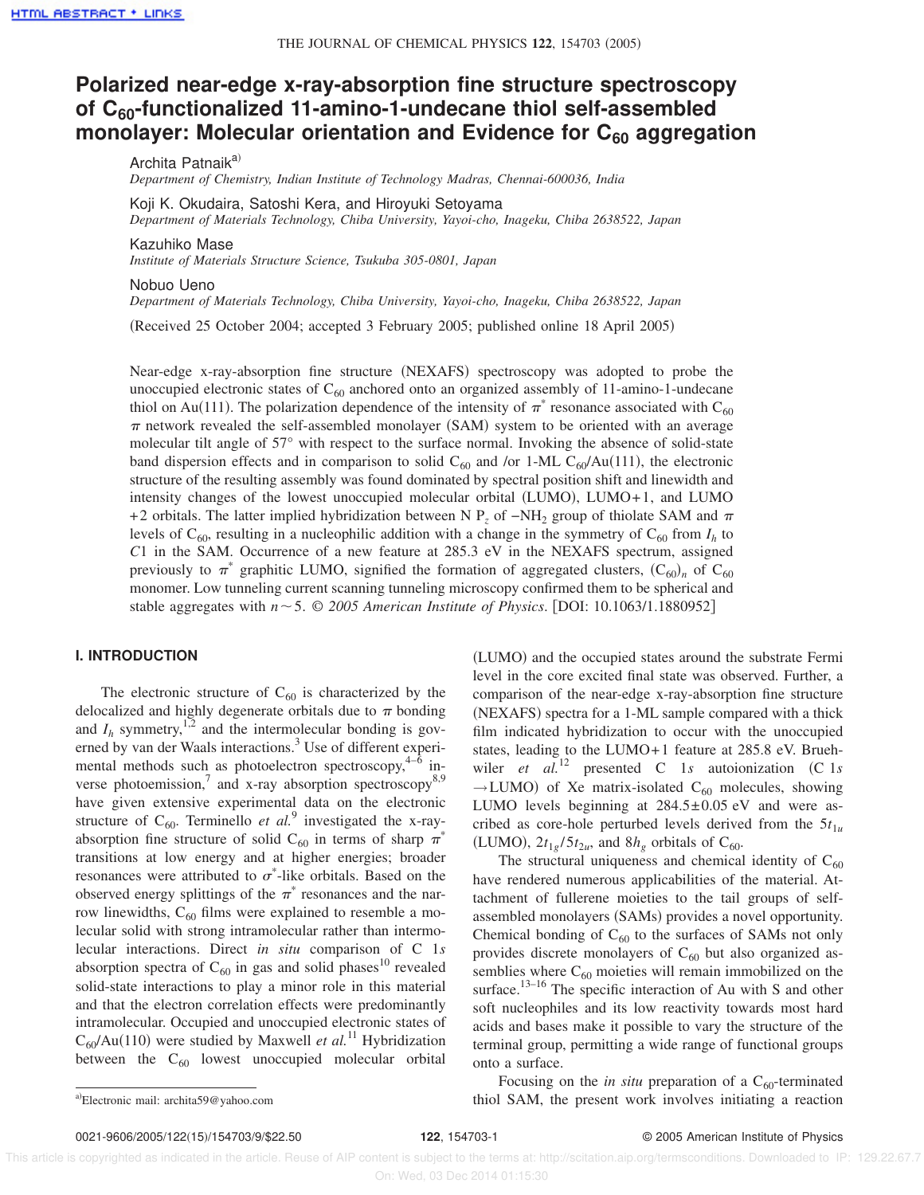# Polarized near-edge x-ray-absorption fine structure spectroscopy of $C_{60}$-functionalized 11-amino-1-undecane thiol self-assembled monolayer: Molecular orientation and Evidence for $C_{60}$ aggregation

Archita Patnaik[a)]
*Department of Chemistry, Indian Institute of Technology Madras, Chennai-600036, India*

Koji K. Okudaira, Satoshi Kera, and Hiroyuki Setoyama
*Department of Materials Technology, Chiba University, Yayoi-cho, Inageku, Chiba 2638522, Japan*

Kazuhiko Mase
*Institute of Materials Structure Science, Tsukuba 305-0801, Japan*

Nobuo Ueno
*Department of Materials Technology, Chiba University, Yayoi-cho, Inageku, Chiba 2638522, Japan*

(Received 25 October 2004; accepted 3 February 2005; published online 18 April 2005)

Near-edge x-ray-absorption fine structure (NEXAFS) spectroscopy was adopted to probe the unoccupied electronic states of $C_{60}$ anchored onto an organized assembly of 11-amino-1-undecane thiol on Au(111). The polarization dependence of the intensity of $\pi^*$ resonance associated with $C_{60}$ $\pi$ network revealed the self-assembled monolayer (SAM) system to be oriented with an average molecular tilt angle of 57° with respect to the surface normal. Invoking the absence of solid-state band dispersion effects and in comparison to solid $C_{60}$ and /or 1-ML $C_{60}$/Au(111), the electronic structure of the resulting assembly was found dominated by spectral position shift and linewidth and intensity changes of the lowest unoccupied molecular orbital (LUMO), LUMO+1, and LUMO +2 orbitals. The latter implied hybridization between N $P_z$ of $-NH_2$ group of thiolate SAM and $\pi$ levels of $C_{60}$, resulting in a nucleophilic addition with a change in the symmetry of $C_{60}$ from $I_h$ to $C1$ in the SAM. Occurrence of a new feature at 285.3 eV in the NEXAFS spectrum, assigned previously to $\pi^*$ graphitic LUMO, signified the formation of aggregated clusters, $(C_{60})_n$ of $C_{60}$ monomer. Low tunneling current scanning tunneling microscopy confirmed them to be spherical and stable aggregates with $n \sim 5$. © *2005 American Institute of Physics*. [DOI: 10.1063/1.1880952]

## I. INTRODUCTION

The electronic structure of $C_{60}$ is characterized by the delocalized and highly degenerate orbitals due to $\pi$ bonding and $I_h$ symmetry,[1,2] and the intermolecular bonding is governed by van der Waals interactions.[3] Use of different experimental methods such as photoelectron spectroscopy,[4–6] inverse photoemission,[7] and x-ray absorption spectroscopy[8,9] have given extensive experimental data on the electronic structure of $C_{60}$. Terminello *et al.*[9] investigated the x-ray-absorption fine structure of solid $C_{60}$ in terms of sharp $\pi^*$ transitions at low energy and at higher energies; broader resonances were attributed to $\sigma^*$-like orbitals. Based on the observed energy splittings of the $\pi^*$ resonances and the narrow linewidths, $C_{60}$ films were explained to resemble a molecular solid with strong intramolecular rather than intermolecular interactions. Direct *in situ* comparison of C 1*s* absorption spectra of $C_{60}$ in gas and solid phases[10] revealed solid-state interactions to play a minor role in this material and that the electron correlation effects were predominantly intramolecular. Occupied and unoccupied electronic states of $C_{60}$/Au(110) were studied by Maxwell *et al.*[11] Hybridization between the $C_{60}$ lowest unoccupied molecular orbital (LUMO) and the occupied states around the substrate Fermi level in the core excited final state was observed. Further, a comparison of the near-edge x-ray-absorption fine structure (NEXAFS) spectra for a 1-ML sample compared with a thick film indicated hybridization to occur with the unoccupied states, leading to the LUMO+1 feature at 285.8 eV. Bruehwiler *et al.*[12] presented C 1*s* autoionization (C 1*s* $\rightarrow$LUMO) of Xe matrix-isolated $C_{60}$ molecules, showing LUMO levels beginning at $284.5 \pm 0.05$ eV and were ascribed as core-hole perturbed levels derived from the $5t_{1u}$ (LUMO), $2t_{1g}/5t_{2u}$, and $8h_g$ orbitals of $C_{60}$.

The structural uniqueness and chemical identity of $C_{60}$ have rendered numerous applicabilities of the material. Attachment of fullerene moieties to the tail groups of self-assembled monolayers (SAMs) provides a novel opportunity. Chemical bonding of $C_{60}$ to the surfaces of SAMs not only provides discrete monolayers of $C_{60}$ but also organized assemblies where $C_{60}$ moieties will remain immobilized on the surface.[13–16] The specific interaction of Au with S and other soft nucleophiles and its low reactivity towards most hard acids and bases make it possible to vary the structure of the terminal group, permitting a wide range of functional groups onto a surface.

Focusing on the *in situ* preparation of a $C_{60}$-terminated thiol SAM, the present work involves initiating a reaction

[a)]Electronic mail: archita59@yahoo.com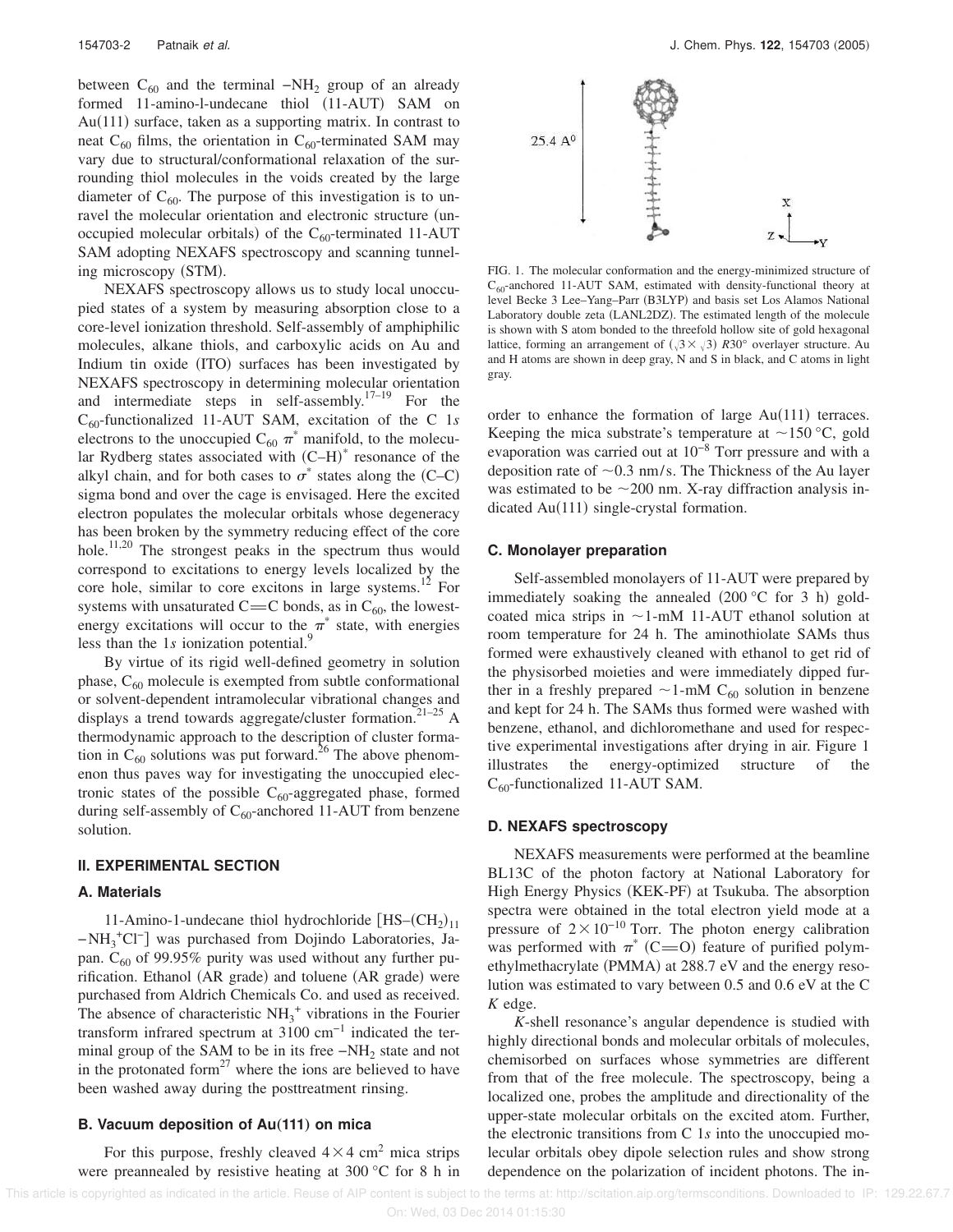between $C_{60}$ and the terminal $-NH_2$ group of an already formed 11-amino-1-undecane thiol (11-AUT) SAM on Au(111) surface, taken as a supporting matrix. In contrast to neat $C_{60}$ films, the orientation in $C_{60}$-terminated SAM may vary due to structural/conformational relaxation of the surrounding thiol molecules in the voids created by the large diameter of $C_{60}$. The purpose of this investigation is to unravel the molecular orientation and electronic structure (unoccupied molecular orbitals) of the $C_{60}$-terminated 11-AUT SAM adopting NEXAFS spectroscopy and scanning tunneling microscopy (STM).

NEXAFS spectroscopy allows us to study local unoccupied states of a system by measuring absorption close to a core-level ionization threshold. Self-assembly of amphiphilic molecules, alkane thiols, and carboxylic acids on Au and Indium tin oxide (ITO) surfaces has been investigated by NEXAFS spectroscopy in determining molecular orientation and intermediate steps in self-assembly.[17–19] For the $C_{60}$-functionalized 11-AUT SAM, excitation of the C 1*s* electrons to the unoccupied $C_{60}$ $\pi^*$ manifold, to the molecular Rydberg states associated with $(C–H)^*$ resonance of the alkyl chain, and for both cases to $\sigma^*$ states along the (C–C) sigma bond and over the cage is envisaged. Here the excited electron populates the molecular orbitals whose degeneracy has been broken by the symmetry reducing effect of the core hole.[11,20] The strongest peaks in the spectrum thus would correspond to excitations to energy levels localized by the core hole, similar to core excitons in large systems.[12] For systems with unsaturated C═C bonds, as in $C_{60}$, the lowest-energy excitations will occur to the $\pi^*$ state, with energies less than the 1*s* ionization potential.[9]

By virtue of its rigid well-defined geometry in solution phase, $C_{60}$ molecule is exempted from subtle conformational or solvent-dependent intramolecular vibrational changes and displays a trend towards aggregate/cluster formation.[21–25] A thermodynamic approach to the description of cluster formation in $C_{60}$ solutions was put forward.[26] The above phenomenon thus paves way for investigating the unoccupied electronic states of the possible $C_{60}$-aggregated phase, formed during self-assembly of $C_{60}$-anchored 11-AUT from benzene solution.

## II. EXPERIMENTAL SECTION

### A. Materials

11-Amino-1-undecane thiol hydrochloride $[HS–(CH_2)_{11}–NH_3^+Cl^-]$ was purchased from Dojindo Laboratories, Japan. $C_{60}$ of 99.95% purity was used without any further purification. Ethanol (AR grade) and toluene (AR grade) were purchased from Aldrich Chemicals Co. and used as received. The absence of characteristic $NH_3^+$ vibrations in the Fourier transform infrared spectrum at 3100 cm$^{-1}$ indicated the terminal group of the SAM to be in its free $-NH_2$ state and not in the protonated form[27] where the ions are believed to have been washed away during the posttreatment rinsing.

### B. Vacuum deposition of Au(111) on mica

For this purpose, freshly cleaved $4 \times 4$ cm$^2$ mica strips were preannealed by resistive heating at 300 °C for 8 h in order to enhance the formation of large Au(111) terraces. Keeping the mica substrate's temperature at ~150 °C, gold evaporation was carried out at $10^{-8}$ Torr pressure and with a deposition rate of ~0.3 nm/s. The Thickness of the Au layer was estimated to be ~200 nm. X-ray diffraction analysis indicated Au(111) single-crystal formation.

FIG. 1. The molecular conformation and the energy-minimized structure of $C_{60}$-anchored 11-AUT SAM, estimated with density-functional theory at level Becke 3 Lee–Yang–Parr (B3LYP) and basis set Los Alamos National Laboratory double zeta (LANL2DZ). The estimated length of the molecule is shown with S atom bonded to the threefold hollow site of gold hexagonal lattice, forming an arrangement of $(\sqrt{3} \times \sqrt{3})$ *R*30° overlayer structure. Au and H atoms are shown in deep gray, N and S in black, and C atoms in light gray.

### C. Monolayer preparation

Self-assembled monolayers of 11-AUT were prepared by immediately soaking the annealed (200 °C for 3 h) gold-coated mica strips in ~1-mM 11-AUT ethanol solution at room temperature for 24 h. The aminothiolate SAMs thus formed were exhaustively cleaned with ethanol to get rid of the physisorbed moieties and were immediately dipped further in a freshly prepared ~1-mM $C_{60}$ solution in benzene and kept for 24 h. The SAMs thus formed were washed with benzene, ethanol, and dichloromethane and used for respective experimental investigations after drying in air. Figure 1 illustrates the energy-optimized structure of the $C_{60}$-functionalized 11-AUT SAM.

### D. NEXAFS spectroscopy

NEXAFS measurements were performed at the beamline BL13C of the photon factory at National Laboratory for High Energy Physics (KEK-PF) at Tsukuba. The absorption spectra were obtained in the total electron yield mode at a pressure of $2 \times 10^{-10}$ Torr. The photon energy calibration was performed with $\pi^*$ (C═O) feature of purified polymethylmethacrylate (PMMA) at 288.7 eV and the energy resolution was estimated to vary between 0.5 and 0.6 eV at the C *K* edge.

*K*-shell resonance's angular dependence is studied with highly directional bonds and molecular orbitals of molecules, chemisorbed on surfaces whose symmetries are different from that of the free molecule. The spectroscopy, being a localized one, probes the amplitude and directionality of the upper-state molecular orbitals on the excited atom. Further, the electronic transitions from C 1*s* into the unoccupied molecular orbitals obey dipole selection rules and show strong dependence on the polarization of incident photons. The in-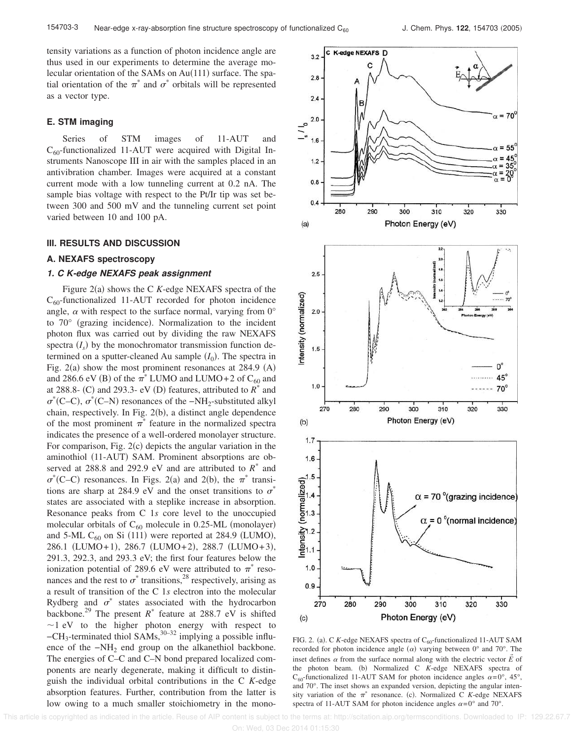tensity variations as a function of photon incidence angle are thus used in our experiments to determine the average molecular orientation of the SAMs on Au(111) surface. The spatial orientation of the $\pi^*$ and $\sigma^*$ orbitals will be represented as a vector type.

### E. STM imaging

Series of STM images of 11-AUT and $C_{60}$-functionalized 11-AUT were acquired with Digital Instruments Nanoscope III in air with the samples placed in an antivibration chamber. Images were acquired at a constant current mode with a low tunneling current at 0.2 nA. The sample bias voltage with respect to the Pt/Ir tip was set between 300 and 500 mV and the tunneling current set point varied between 10 and 100 pA.

## III. RESULTS AND DISCUSSION

### A. NEXAFS spectroscopy

#### *1. C K-edge NEXAFS peak assignment*

Figure 2(a) shows the C *K*-edge NEXAFS spectra of the $C_{60}$-functionalized 11-AUT recorded for photon incidence angle, $\alpha$ with respect to the surface normal, varying from 0° to 70° (grazing incidence). Normalization to the incident photon flux was carried out by dividing the raw NEXAFS spectra ($I_s$) by the monochromator transmission function determined on a sputter-cleaned Au sample ($I_0$). The spectra in Fig. 2(a) show the most prominent resonances at 284.9 (A) and 286.6 eV (B) of the $\pi^*$ LUMO and LUMO+2 of $C_{60}$ and at 288.8- (C) and 293.3- eV (D) features, attributed to $R^*$ and $\sigma^*$(C–C), $\sigma^*$(C–N) resonances of the $-NH_2$-substituted alkyl chain, respectively. In Fig. 2(b), a distinct angle dependence of the most prominent $\pi^*$ feature in the normalized spectra indicates the presence of a well-ordered monolayer structure. For comparison, Fig. 2(c) depicts the angular variation in the aminothiol (11-AUT) SAM. Prominent absorptions are observed at 288.8 and 292.9 eV and are attributed to $R^*$ and $\sigma^*$(C–C) resonances. In Figs. 2(a) and 2(b), the $\pi^*$ transitions are sharp at 284.9 eV and the onset transitions to $\sigma^*$ states are associated with a steplike increase in absorption. Resonance peaks from C 1*s* core level to the unoccupied molecular orbitals of $C_{60}$ molecule in 0.25-ML (monolayer) and 5-ML $C_{60}$ on Si (111) were reported at 284.9 (LUMO), 286.1 (LUMO+1), 286.7 (LUMO+2), 288.7 (LUMO+3), 291.3, 292.3, and 293.3 eV; the first four features below the ionization potential of 289.6 eV were attributed to $\pi^*$ resonances and the rest to $\sigma^*$ transitions,[28] respectively, arising as a result of transition of the C 1*s* electron into the molecular Rydberg and $\sigma^*$ states associated with the hydrocarbon backbone.[29] The present $R^*$ feature at 288.7 eV is shifted ~1 eV to the higher photon energy with respect to $-CH_3$-terminated thiol SAMs,[30–32] implying a possible influence of the $-NH_2$ end group on the alkanethiol backbone. The energies of C–C and C–N bond prepared localized components are nearly degenerate, making it difficult to distinguish the individual orbital contributions in the C *K*-edge absorption features. Further, contribution from the latter is low owing to a much smaller stoichiometry in the mono-

FIG. 2. (a). C *K*-edge NEXAFS spectra of $C_{60}$-functionalized 11-AUT SAM recorded for photon incidence angle ($\alpha$) varying between 0° and 70°. The inset defines $\alpha$ from the surface normal along with the electric vector $\vec{E}$ of the photon beam. (b) Normalized C *K*-edge NEXAFS spectra of $C_{60}$-functionalized 11-AUT SAM for photon incidence angles $\alpha$=0°, 45°, and 70°. The inset shows an expanded version, depicting the angular intensity variation of the $\pi^*$ resonance. (c). Normalized C *K*-edge NEXAFS spectra of 11-AUT SAM for photon incidence angles $\alpha$=0° and 70°.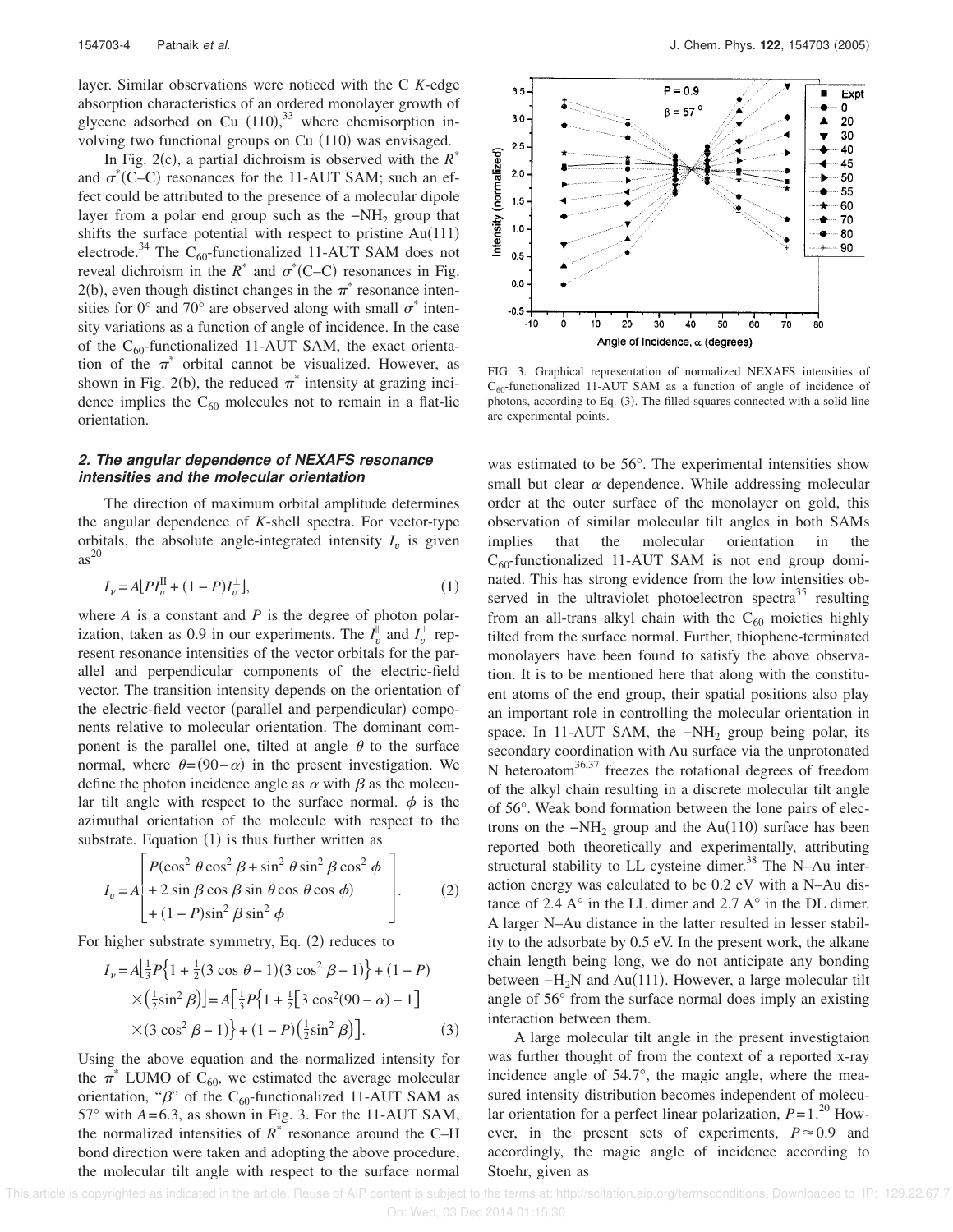layer. Similar observations were noticed with the C *K*-edge absorption characteristics of an ordered monolayer growth of glycene adsorbed on Cu (110),[33] where chemisorption involving two functional groups on Cu (110) was envisaged.

In Fig. 2(c), a partial dichroism is observed with the $R^*$ and $\sigma^*$(C–C) resonances for the 11-AUT SAM; such an effect could be attributed to the presence of a molecular dipole layer from a polar end group such as the $-NH_2$ group that shifts the surface potential with respect to pristine Au(111) electrode.[34] The $C_{60}$-functionalized 11-AUT SAM does not reveal dichroism in the $R^*$ and $\sigma^*$(C–C) resonances in Fig. 2(b), even though distinct changes in the $\pi^*$ resonance intensities for 0° and 70° are observed along with small $\sigma^*$ intensity variations as a function of angle of incidence. In the case of the $C_{60}$-functionalized 11-AUT SAM, the exact orientation of the $\pi^*$ orbital cannot be visualized. However, as shown in Fig. 2(b), the reduced $\pi^*$ intensity at grazing incidence implies the $C_{60}$ molecules not to remain in a flat-lie orientation.

### 2. The angular dependence of NEXAFS resonance intensities and the molecular orientation

The direction of maximum orbital amplitude determines the angular dependence of *K*-shell spectra. For vector-type orbitals, the absolute angle-integrated intensity $I_v$ is given as[20]

$$I_\nu = A[PI_v^{\text{II}} + (1-P)I_v^{\perp}], \tag{1}$$

where $A$ is a constant and $P$ is the degree of photon polarization, taken as 0.9 in our experiments. The $I_v^{\parallel}$ and $I_v^{\perp}$ represent resonance intensities of the vector orbitals for the parallel and perpendicular components of the electric-field vector. The transition intensity depends on the orientation of the electric-field vector (parallel and perpendicular) components relative to molecular orientation. The dominant component is the parallel one, tilted at angle $\theta$ to the surface normal, where $\theta=(90-\alpha)$ in the present investigation. We define the photon incidence angle as $\alpha$ with $\beta$ as the molecular tilt angle with respect to the surface normal. $\phi$ is the azimuthal orientation of the molecule with respect to the substrate. Equation (1) is thus further written as

$$I_v = A\begin{bmatrix} P(\cos^2\theta\cos^2\beta + \sin^2\theta\sin^2\beta\cos^2\phi \\ +2\sin\beta\cos\beta\sin\theta\cos\theta\cos\phi) \\ +(1-P)\sin^2\beta\sin^2\phi \end{bmatrix}. \tag{2}$$

For higher substrate symmetry, Eq. (2) reduces to

$$\begin{aligned} I_v &= A\left[\tfrac{1}{3}P\left\{1+\tfrac{1}{2}(3\cos\theta-1)(3\cos^2\beta-1)\right\}+(1-P)\right.\\ &\quad\left.\times\left(\tfrac{1}{2}\sin^2\beta\right)\right] = A\left[\tfrac{1}{3}P\left\{1+\tfrac{1}{2}\left[3\cos^2(90-\alpha)-1\right]\right.\right.\\ &\quad\left.\left.\times(3\cos^2\beta-1)\right\}+(1-P)\left(\tfrac{1}{2}\sin^2\beta\right)\right]. \end{aligned} \tag{3}$$

Using the above equation and the normalized intensity for the $\pi^*$ LUMO of $C_{60}$, we estimated the average molecular orientation, "$\beta$" of the $C_{60}$-functionalized 11-AUT SAM as 57° with $A=6.3$, as shown in Fig. 3. For the 11-AUT SAM, the normalized intensities of $R^*$ resonance around the C–H bond direction were taken and adopting the above procedure, the molecular tilt angle with respect to the surface normal was estimated to be 56°. The experimental intensities show small but clear $\alpha$ dependence. While addressing molecular order at the outer surface of the monolayer on gold, this observation of similar molecular tilt angles in both SAMs implies that the molecular orientation in the $C_{60}$-functionalized 11-AUT SAM is not end group dominated. This has strong evidence from the low intensities observed in the ultraviolet photoelectron spectra[35] resulting from an all-trans alkyl chain with the $C_{60}$ moieties highly tilted from the surface normal. Further, thiophene-terminated monolayers have been found to satisfy the above observation. It is to be mentioned here that along with the constituent atoms of the end group, their spatial positions also play an important role in controlling the molecular orientation in space. In 11-AUT SAM, the $-NH_2$ group being polar, its secondary coordination with Au surface via the unprotonated N heteroatom[36,37] freezes the rotational degrees of freedom of the alkyl chain resulting in a discrete molecular tilt angle of 56°. Weak bond formation between the lone pairs of electrons on the $-NH_2$ group and the Au(110) surface has been reported both theoretically and experimentally, attributing structural stability to LL cysteine dimer.[38] The N–Au interaction energy was calculated to be 0.2 eV with a N–Au distance of 2.4 A° in the LL dimer and 2.7 A° in the DL dimer. A larger N–Au distance in the latter resulted in lesser stability to the adsorbate by 0.5 eV. In the present work, the alkane chain length being long, we do not anticipate any bonding between $-H_2N$ and Au(111). However, a large molecular tilt angle of 56° from the surface normal does imply an existing interaction between them.

A large molecular tilt angle in the present investigtaion was further thought of from the context of a reported x-ray incidence angle of 54.7°, the magic angle, where the measured intensity distribution becomes independent of molecular orientation for a perfect linear polarization, $P=1$.[20] However, in the present sets of experiments, $P\approx 0.9$ and accordingly, the magic angle of incidence according to Stoehr, given as

FIG. 3. Graphical representation of normalized NEXAFS intensities of $C_{60}$-functionalized 11-AUT SAM as a function of angle of incidence of photons, according to Eq. (3). The filled squares connected with a solid line are experimental points.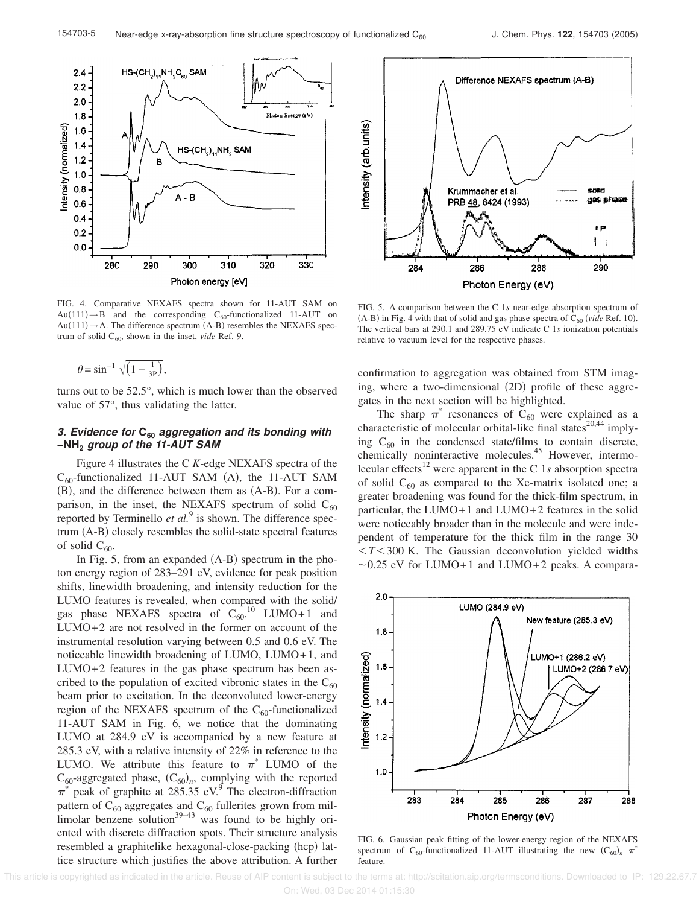FIG. 4. Comparative NEXAFS spectra shown for 11-AUT SAM on Au(111)→B and the corresponding $C_{60}$-functionalized 11-AUT on Au(111)→A. The difference spectrum (A-B) resembles the NEXAFS spectrum of solid $C_{60}$, shown in the inset, *vide* Ref. 9.

$$\theta = \sin^{-1}\sqrt{\left(1 - \frac{1}{3P}\right)},$$

turns out to be 52.5°, which is much lower than the observed value of 57°, thus validating the latter.

### 3. Evidence for $C_{60}$ aggregation and its bonding with $-NH_2$ group of the 11-AUT SAM

Figure 4 illustrates the C *K*-edge NEXAFS spectra of the $C_{60}$-functionalized 11-AUT SAM (A), the 11-AUT SAM (B), and the difference between them as (A-B). For a comparison, in the inset, the NEXAFS spectrum of solid $C_{60}$ reported by Terminello *et al.*[9] is shown. The difference spectrum (A-B) closely resembles the solid-state spectral features of solid $C_{60}$.

In Fig. 5, from an expanded (A-B) spectrum in the photon energy region of 283–291 eV, evidence for peak position shifts, linewidth broadening, and intensity reduction for the LUMO features is revealed, when compared with the solid/gas phase NEXAFS spectra of $C_{60}$.[10] LUMO+1 and LUMO+2 are not resolved in the former on account of the instrumental resolution varying between 0.5 and 0.6 eV. The noticeable linewidth broadening of LUMO, LUMO+1, and LUMO+2 features in the gas phase spectrum has been ascribed to the population of excited vibronic states in the $C_{60}$ beam prior to excitation. In the deconvoluted lower-energy region of the NEXAFS spectrum of the $C_{60}$-functionalized 11-AUT SAM in Fig. 6, we notice that the dominating LUMO at 284.9 eV is accompanied by a new feature at 285.3 eV, with a relative intensity of 22% in reference to the LUMO. We attribute this feature to $\pi^*$ LUMO of the $C_{60}$-aggregated phase, $(C_{60})_n$, complying with the reported $\pi^*$ peak of graphite at 285.35 eV.[9] The electron-diffraction pattern of $C_{60}$ aggregates and $C_{60}$ fullerites grown from millimolar benzene solution[39–43] was found to be highly oriented with discrete diffraction spots. Their structure analysis resembled a graphitelike hexagonal-close-packing (hcp) lattice structure which justifies the above attribution. A further confirmation to aggregation was obtained from STM imaging, where a two-dimensional (2D) profile of these aggregates in the next section will be highlighted.

FIG. 5. A comparison between the C 1*s* near-edge absorption spectrum of (A-B) in Fig. 4 with that of solid and gas phase spectra of $C_{60}$ (*vide* Ref. 10). The vertical bars at 290.1 and 289.75 eV indicate C 1*s* ionization potentials relative to vacuum level for the respective phases.

The sharp $\pi^*$ resonances of $C_{60}$ were explained as a characteristic of molecular orbital-like final states[20,44] implying $C_{60}$ in the condensed state/films to contain discrete, chemically noninteractive molecules.[45] However, intermolecular effects[12] were apparent in the C 1*s* absorption spectra of solid $C_{60}$ as compared to the Xe-matrix isolated one; a greater broadening was found for the thick-film spectrum, in particular, the LUMO+1 and LUMO+2 features in the solid were noticeably broader than in the molecule and were independent of temperature for the thick film in the range 30 $< T <$ 300 K. The Gaussian deconvolution yielded widths ~0.25 eV for LUMO+1 and LUMO+2 peaks. A compara-

FIG. 6. Gaussian peak fitting of the lower-energy region of the NEXAFS spectrum of $C_{60}$-functionalized 11-AUT illustrating the new $(C_{60})_n$ $\pi^*$ feature.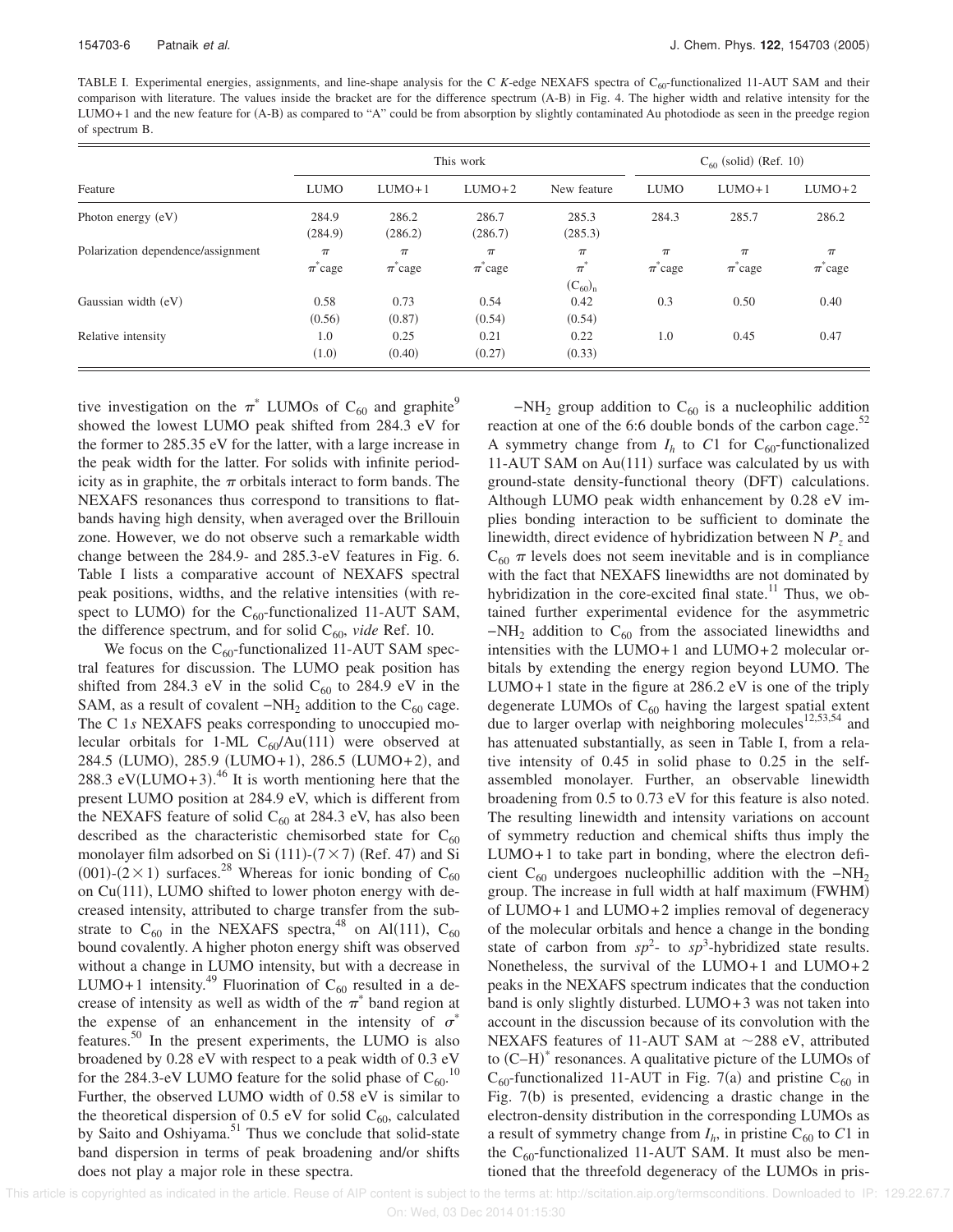TABLE I. Experimental energies, assignments, and line-shape analysis for the C *K*-edge NEXAFS spectra of $C_{60}$-functionalized 11-AUT SAM and their comparison with literature. The values inside the bracket are for the difference spectrum (A-B) in Fig. 4. The higher width and relative intensity for the LUMO+1 and the new feature for (A-B) as compared to "A" could be from absorption by slightly contaminated Au photodiode as seen in the preedge region of spectrum B.

| Feature | This work | | | | $C_{60}$ (solid) (Ref. 10) | | |
|---|---|---|---|---|---|---|---|
| | LUMO | LUMO+1 | LUMO+2 | New feature | LUMO | LUMO+1 | LUMO+2 |
| Photon energy (eV) | 284.9 (284.9) | 286.2 (286.2) | 286.7 (286.7) | 285.3 (285.3) | 284.3 | 285.7 | 286.2 |
| Polarization dependence/assignment | $\pi$ $\pi^*$cage | $\pi$ $\pi^*$cage | $\pi$ $\pi^*$cage | $\pi$ $\pi^*$ $(C_{60})_n$ | $\pi$ $\pi^*$cage | $\pi$ $\pi^*$cage | $\pi$ $\pi^*$cage |
| Gaussian width (eV) | 0.58 (0.56) | 0.73 (0.87) | 0.54 (0.54) | 0.42 (0.54) | 0.3 | 0.50 | 0.40 |
| Relative intensity | 1.0 (1.0) | 0.25 (0.40) | 0.21 (0.27) | 0.22 (0.33) | 1.0 | 0.45 | 0.47 |

tive investigation on the $\pi^*$ LUMOs of $C_{60}$ and graphite[9] showed the lowest LUMO peak shifted from 284.3 eV for the former to 285.35 eV for the latter, with a large increase in the peak width for the latter. For solids with infinite periodicity as in graphite, the $\pi$ orbitals interact to form bands. The NEXAFS resonances thus correspond to transitions to flat-bands having high density, when averaged over the Brillouin zone. However, we do not observe such a remarkable width change between the 284.9- and 285.3-eV features in Fig. 6. Table I lists a comparative account of NEXAFS spectral peak positions, widths, and the relative intensities (with respect to LUMO) for the $C_{60}$-functionalized 11-AUT SAM, the difference spectrum, and for solid $C_{60}$, *vide* Ref. 10.

We focus on the $C_{60}$-functionalized 11-AUT SAM spectral features for discussion. The LUMO peak position has shifted from 284.3 eV in the solid $C_{60}$ to 284.9 eV in the SAM, as a result of covalent $-NH_2$ addition to the $C_{60}$ cage. The C 1*s* NEXAFS peaks corresponding to unoccupied molecular orbitals for 1-ML $C_{60}$/Au(111) were observed at 284.5 (LUMO), 285.9 (LUMO+1), 286.5 (LUMO+2), and 288.3 eV(LUMO+3).[46] It is worth mentioning here that the present LUMO position at 284.9 eV, which is different from the NEXAFS feature of solid $C_{60}$ at 284.3 eV, has also been described as the characteristic chemisorbed state for $C_{60}$ monolayer film adsorbed on Si (111)-(7×7) (Ref. 47) and Si (001)-(2×1) surfaces.[28] Whereas for ionic bonding of $C_{60}$ on Cu(111), LUMO shifted to lower photon energy with decreased intensity, attributed to charge transfer from the substrate to $C_{60}$ in the NEXAFS spectra,[48] on Al(111), $C_{60}$ bound covalently. A higher photon energy shift was observed without a change in LUMO intensity, but with a decrease in LUMO+1 intensity.[49] Fluorination of $C_{60}$ resulted in a decrease of intensity as well as width of the $\pi^*$ band region at the expense of an enhancement in the intensity of $\sigma^*$ features.[50] In the present experiments, the LUMO is also broadened by 0.28 eV with respect to a peak width of 0.3 eV for the 284.3-eV LUMO feature for the solid phase of $C_{60}$.[10] Further, the observed LUMO width of 0.58 eV is similar to the theoretical dispersion of 0.5 eV for solid $C_{60}$, calculated by Saito and Oshiyama.[51] Thus we conclude that solid-state band dispersion in terms of peak broadening and/or shifts does not play a major role in these spectra.

$-NH_2$ group addition to $C_{60}$ is a nucleophilic addition reaction at one of the 6:6 double bonds of the carbon cage.[52] A symmetry change from $I_h$ to $C1$ for $C_{60}$-functionalized 11-AUT SAM on Au(111) surface was calculated by us with ground-state density-functional theory (DFT) calculations. Although LUMO peak width enhancement by 0.28 eV implies bonding interaction to be sufficient to dominate the linewidth, direct evidence of hybridization between N $P_z$ and $C_{60}$ $\pi$ levels does not seem inevitable and is in compliance with the fact that NEXAFS linewidths are not dominated by hybridization in the core-excited final state.[11] Thus, we obtained further experimental evidence for the asymmetric $-NH_2$ addition to $C_{60}$ from the associated linewidths and intensities with the LUMO+1 and LUMO+2 molecular orbitals by extending the energy region beyond LUMO. The LUMO+1 state in the figure at 286.2 eV is one of the triply degenerate LUMOs of $C_{60}$ having the largest spatial extent due to larger overlap with neighboring molecules[12,53,54] and has attenuated substantially, as seen in Table I, from a relative intensity of 0.45 in solid phase to 0.25 in the self-assembled monolayer. Further, an observable linewidth broadening from 0.5 to 0.73 eV for this feature is also noted. The resulting linewidth and intensity variations on account of symmetry reduction and chemical shifts thus imply the LUMO+1 to take part in bonding, where the electron deficient $C_{60}$ undergoes nucleophillic addition with the $-NH_2$ group. The increase in full width at half maximum (FWHM) of LUMO+1 and LUMO+2 implies removal of degeneracy of the molecular orbitals and hence a change in the bonding state of carbon from $sp^2$- to $sp^3$-hybridized state results. Nonetheless, the survival of the LUMO+1 and LUMO+2 peaks in the NEXAFS spectrum indicates that the conduction band is only slightly disturbed. LUMO+3 was not taken into account in the discussion because of its convolution with the NEXAFS features of 11-AUT SAM at ~288 eV, attributed to $(C-H)^*$ resonances. A qualitative picture of the LUMOs of $C_{60}$-functionalized 11-AUT in Fig. 7(a) and pristine $C_{60}$ in Fig. 7(b) is presented, evidencing a drastic change in the electron-density distribution in the corresponding LUMOs as a result of symmetry change from $I_h$, in pristine $C_{60}$ to $C1$ in the $C_{60}$-functionalized 11-AUT SAM. It must also be mentioned that the threefold degeneracy of the LUMOs in pris-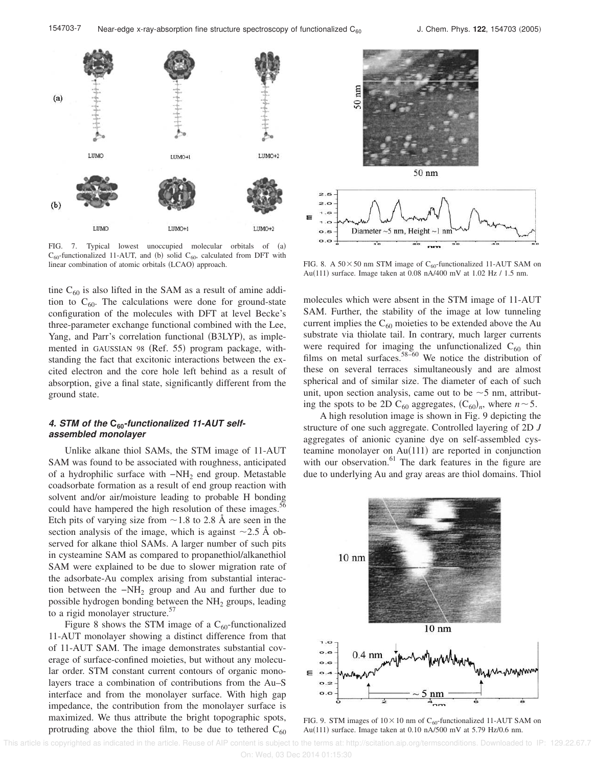FIG. 7. Typical lowest unoccupied molecular orbitals of (a) $C_{60}$-functionalized 11-AUT, and (b) solid $C_{60}$, calculated from DFT with linear combination of atomic orbitals (LCAO) approach.

tine $C_{60}$ is also lifted in the SAM as a result of amine addition to $C_{60}$. The calculations were done for ground-state configuration of the molecules with DFT at level Becke's three-parameter exchange functional combined with the Lee, Yang, and Parr's correlation functional (B3LYP), as implemented in GAUSSIAN 98 (Ref. 55) program package, withstanding the fact that excitonic interactions between the excited electron and the core hole left behind as a result of absorption, give a final state, significantly different from the ground state.

#### 4. STM of the $C_{60}$-functionalized 11-AUT self-assembled monolayer

Unlike alkane thiol SAMs, the STM image of 11-AUT SAM was found to be associated with roughness, anticipated of a hydrophilic surface with $-NH_2$ end group. Metastable coadsorbate formation as a result of end group reaction with solvent and/or air/moisture leading to probable H bonding could have hampered the high resolution of these images.[56] Etch pits of varying size from ~1.8 to 2.8 Å are seen in the section analysis of the image, which is against ~2.5 Å observed for alkane thiol SAMs. A larger number of such pits in cysteamine SAM as compared to propanethiol/alkanethiol SAM were explained to be due to slower migration rate of the adsorbate-Au complex arising from substantial interaction between the $-NH_2$ group and Au and further due to possible hydrogen bonding between the $NH_2$ groups, leading to a rigid monolayer structure.[57]

Figure 8 shows the STM image of a $C_{60}$-functionalized 11-AUT monolayer showing a distinct difference from that of 11-AUT SAM. The image demonstrates substantial coverage of surface-confined moieties, but without any molecular order. STM constant current contours of organic monolayers trace a combination of contributions from the Au–S interface and from the monolayer surface. With high gap impedance, the contribution from the monolayer surface is maximized. We thus attribute the bright topographic spots, protruding above the thiol film, to be due to tethered $C_{60}$ molecules which were absent in the STM image of 11-AUT SAM. Further, the stability of the image at low tunneling current implies the $C_{60}$ moieties to be extended above the Au substrate via thiolate tail. In contrary, much larger currents were required for imaging the unfunctionalized $C_{60}$ thin films on metal surfaces.[58–60] We notice the distribution of these on several terraces simultaneously and are almost spherical and of similar size. The diameter of each of such unit, upon section analysis, came out to be ~5 nm, attributing the spots to be 2D $C_{60}$ aggregates, $(C_{60})_n$, where $n \sim 5$.

FIG. 8. A $50 \times 50$ nm STM image of $C_{60}$-functionalized 11-AUT SAM on Au(111) surface. Image taken at 0.08 nA/400 mV at 1.02 Hz / 1.5 nm.

A high resolution image is shown in Fig. 9 depicting the structure of one such aggregate. Controlled layering of 2D *J* aggregates of anionic cyanine dye on self-assembled cysteamine monolayer on Au(111) are reported in conjunction with our observation.[61] The dark features in the figure are due to underlying Au and gray areas are thiol domains. Thiol

FIG. 9. STM images of $10 \times 10$ nm of $C_{60}$-functionalized 11-AUT SAM on Au(111) surface. Image taken at 0.10 nA/500 mV at 5.79 Hz/0.6 nm.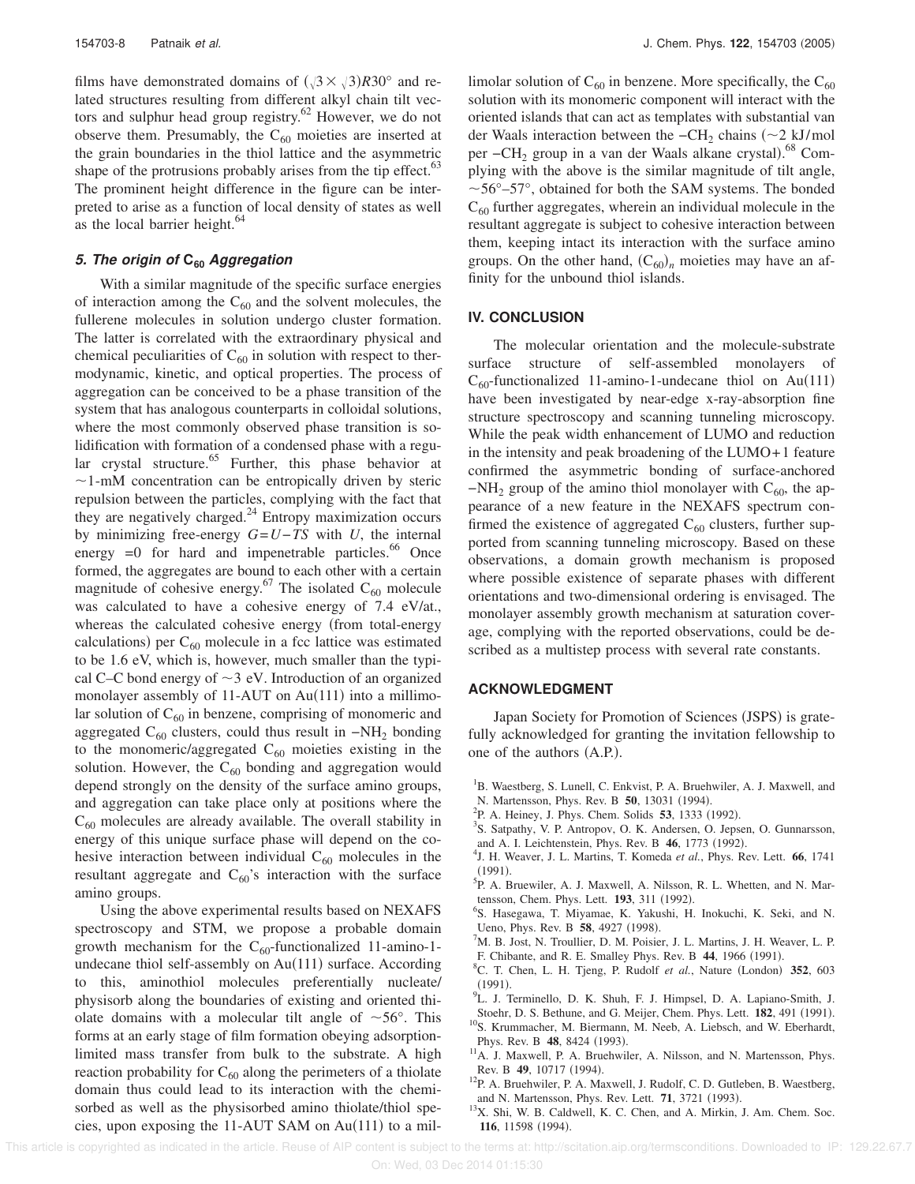films have demonstrated domains of $(\sqrt{3}\times\sqrt{3})R30°$ and related structures resulting from different alkyl chain tilt vectors and sulphur head group registry.[62] However, we do not observe them. Presumably, the $C_{60}$ moieties are inserted at the grain boundaries in the thiol lattice and the asymmetric shape of the protrusions probably arises from the tip effect.[63] The prominent height difference in the figure can be interpreted to arise as a function of local density of states as well as the local barrier height.[64]

### *5. The origin of $C_{60}$ Aggregation*

With a similar magnitude of the specific surface energies of interaction among the $C_{60}$ and the solvent molecules, the fullerene molecules in solution undergo cluster formation. The latter is correlated with the extraordinary physical and chemical peculiarities of $C_{60}$ in solution with respect to thermodynamic, kinetic, and optical properties. The process of aggregation can be conceived to be a phase transition of the system that has analogous counterparts in colloidal solutions, where the most commonly observed phase transition is solidification with formation of a condensed phase with a regular crystal structure.[65] Further, this phase behavior at ~1-mM concentration can be entropically driven by steric repulsion between the particles, complying with the fact that they are negatively charged.[24] Entropy maximization occurs by minimizing free-energy $G=U-TS$ with $U$, the internal energy =0 for hard and impenetrable particles.[66] Once formed, the aggregates are bound to each other with a certain magnitude of cohesive energy.[67] The isolated $C_{60}$ molecule was calculated to have a cohesive energy of 7.4 eV/at., whereas the calculated cohesive energy (from total-energy calculations) per $C_{60}$ molecule in a fcc lattice was estimated to be 1.6 eV, which is, however, much smaller than the typical C–C bond energy of ~3 eV. Introduction of an organized monolayer assembly of 11-AUT on Au(111) into a millimolar solution of $C_{60}$ in benzene, comprising of monomeric and aggregated $C_{60}$ clusters, could thus result in $-NH_2$ bonding to the monomeric/aggregated $C_{60}$ moieties existing in the solution. However, the $C_{60}$ bonding and aggregation would depend strongly on the density of the surface amino groups, and aggregation can take place only at positions where the $C_{60}$ molecules are already available. The overall stability in energy of this unique surface phase will depend on the cohesive interaction between individual $C_{60}$ molecules in the resultant aggregate and $C_{60}$'s interaction with the surface amino groups.

Using the above experimental results based on NEXAFS spectroscopy and STM, we propose a probable domain growth mechanism for the $C_{60}$-functionalized 11-amino-1-undecane thiol self-assembly on Au(111) surface. According to this, aminothiol molecules preferentially nucleate/physisorb along the boundaries of existing and oriented thiolate domains with a molecular tilt angle of ~56°. This forms at an early stage of film formation obeying adsorption-limited mass transfer from bulk to the substrate. A high reaction probability for $C_{60}$ along the perimeters of a thiolate domain thus could lead to its interaction with the chemisorbed as well as the physisorbed amino thiolate/thiol species, upon exposing the 11-AUT SAM on Au(111) to a millimolar solution of $C_{60}$ in benzene. More specifically, the $C_{60}$ solution with its monomeric component will interact with the oriented islands that can act as templates with substantial van der Waals interaction between the $-CH_2$ chains (~2 kJ/mol per $-CH_2$ group in a van der Waals alkane crystal).[68] Complying with the above is the similar magnitude of tilt angle, ~56°–57°, obtained for both the SAM systems. The bonded $C_{60}$ further aggregates, wherein an individual molecule in the resultant aggregate is subject to cohesive interaction between them, keeping intact its interaction with the surface amino groups. On the other hand, $(C_{60})_n$ moieties may have an affinity for the unbound thiol islands.

## IV. CONCLUSION

The molecular orientation and the molecule-substrate surface structure of self-assembled monolayers of $C_{60}$-functionalized 11-amino-1-undecane thiol on Au(111) have been investigated by near-edge x-ray-absorption fine structure spectroscopy and scanning tunneling microscopy. While the peak width enhancement of LUMO and reduction in the intensity and peak broadening of the LUMO+1 feature confirmed the asymmetric bonding of surface-anchored $-NH_2$ group of the amino thiol monolayer with $C_{60}$, the appearance of a new feature in the NEXAFS spectrum confirmed the existence of aggregated $C_{60}$ clusters, further supported from scanning tunneling microscopy. Based on these observations, a domain growth mechanism is proposed where possible existence of separate phases with different orientations and two-dimensional ordering is envisaged. The monolayer assembly growth mechanism at saturation coverage, complying with the reported observations, could be described as a multistep process with several rate constants.

## ACKNOWLEDGMENT

Japan Society for Promotion of Sciences (JSPS) is gratefully acknowledged for granting the invitation fellowship to one of the authors (A.P.).

[1] B. Waestberg, S. Lunell, C. Enkvist, P. A. Bruehwiler, A. J. Maxwell, and N. Martensson, Phys. Rev. B **50**, 13031 (1994).
[2] P. A. Heiney, J. Phys. Chem. Solids **53**, 1333 (1992).
[3] S. Satpathy, V. P. Antropov, O. K. Andersen, O. Jepsen, O. Gunnarsson, and A. I. Leichtenstein, Phys. Rev. B **46**, 1773 (1992).
[4] J. H. Weaver, J. L. Martins, T. Komeda *et al.*, Phys. Rev. Lett. **66**, 1741 (1991).
[5] P. A. Bruewiler, A. J. Maxwell, A. Nilsson, R. L. Whetten, and N. Martensson, Chem. Phys. Lett. **193**, 311 (1992).
[6] S. Hasegawa, T. Miyamae, K. Yakushi, H. Inokuchi, K. Seki, and N. Ueno, Phys. Rev. B **58**, 4927 (1998).
[7] M. B. Jost, N. Troullier, D. M. Poisier, J. L. Martins, J. H. Weaver, L. P. F. Chibante, and R. E. Smalley Phys. Rev. B **44**, 1966 (1991).
[8] C. T. Chen, L. H. Tjeng, P. Rudolf *et al.*, Nature (London) **352**, 603 (1991).
[9] L. J. Terminello, D. K. Shuh, F. J. Himpsel, D. A. Lapiano-Smith, J. Stoehr, D. S. Bethune, and G. Meijer, Chem. Phys. Lett. **182**, 491 (1991).
[10] S. Krummacher, M. Biermann, M. Neeb, A. Liebsch, and W. Eberhardt, Phys. Rev. B **48**, 8424 (1993).
[11] A. J. Maxwell, P. A. Bruehwiler, A. Nilsson, and N. Martensson, Phys. Rev. B **49**, 10717 (1994).
[12] P. A. Bruehwiler, P. A. Maxwell, J. Rudolf, C. D. Gutleben, B. Waestberg, and N. Martensson, Phys. Rev. Lett. **71**, 3721 (1993).
[13] X. Shi, W. B. Caldwell, K. C. Chen, and A. Mirkin, J. Am. Chem. Soc. **116**, 11598 (1994).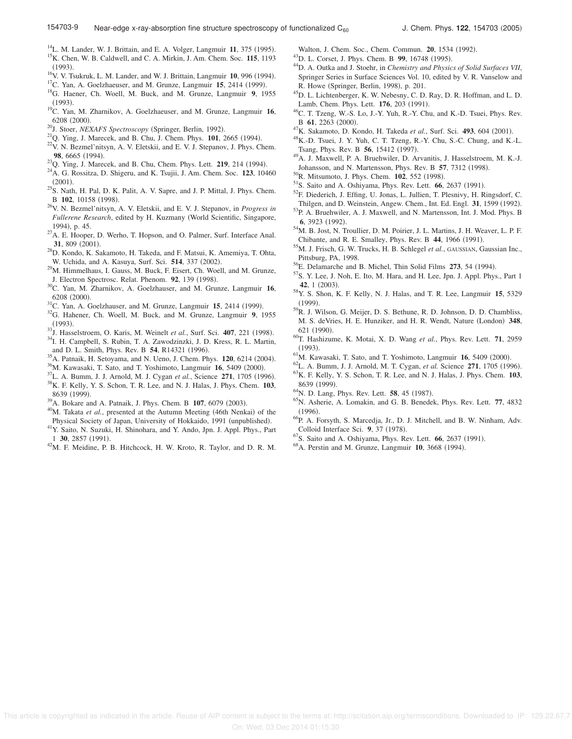[14] L. M. Lander, W. J. Brittain, and E. A. Volger, Langmuir **11**, 375 (1995).

[15] K. Chen, W. B. Caldwell, and C. A. Mirkin, J. Am. Chem. Soc. **115**, 1193 (1993).

[16] V. V. Tsukruk, L. M. Lander, and W. J. Brittain, Langmuir **10**, 996 (1994).

[17] C. Yan, A. Goelzhaeuser, and M. Grunze, Langmuir **15**, 2414 (1999).

[18] G. Haener, Ch. Woell, M. Buck, and M. Grunze, Langmuir **9**, 1955 (1993).

[19] C. Yan, M. Zharnikov, A. Goelzhaeuser, and M. Grunze, Langmuir **16**, 6208 (2000).

[20] J. Stoer, *NEXAFS Spectroscopy* (Springer, Berlin, 1992).

[21] Q. Ying, J. Marecek, and B. Chu, J. Chem. Phys. **101**, 2665 (1994).

[22] V. N. Bezmel'nitsyn, A. V. Eletskii, and E. V. J. Stepanov, J. Phys. Chem. **98**, 6665 (1994).

[23] Q. Ying, J. Marecek, and B. Chu, Chem. Phys. Lett. **219**, 214 (1994).

[24] A. G. Rossitza, D. Shigeru, and K. Tsujii, J. Am. Chem. Soc. **123**, 10460 (2001).

[25] S. Nath, H. Pal, D. K. Palit, A. V. Sapre, and J. P. Mittal, J. Phys. Chem. B **102**, 10158 (1998).

[26] V. N. Bezmel'nitsyn, A. V. Eletskii, and E. V. J. Stepanov, in *Progress in Fullerene Research*, edited by H. Kuzmany (World Scientific, Singapore, 1994), p. 45.

[27] A. E. Hooper, D. Werho, T. Hopson, and O. Palmer, Surf. Interface Anal. **31**, 809 (2001).

[28] D. Kondo, K. Sakamoto, H. Takeda, and F. Matsui, K. Amemiya, T. Ohta, W. Uchida, and A. Kasuya, Surf. Sci. **514**, 337 (2002).

[29] M. Himmelhaus, I. Gauss, M. Buck, F. Eisert, Ch. Woell, and M. Grunze, J. Electron Spectrosc. Relat. Phenom. **92**, 139 (1998).

[30] C. Yan, M. Zharnikov, A. Goelzhauser, and M. Grunze, Langmuir **16**, 6208 (2000).

[31] C. Yan, A. Goelzhauser, and M. Grunze, Langmuir **15**, 2414 (1999).

[32] G. Hahener, Ch. Woell, M. Buck, and M. Grunze, Langmuir **9**, 1955 (1993).

[33] J. Hasselstroem, O. Karis, M. Weinelt *et al.*, Surf. Sci. **407**, 221 (1998).

[34] I. H. Campbell, S. Rubin, T. A. Zawodzinzki, J. D. Kress, R. L. Martin, and D. L. Smith, Phys. Rev. B **54**, R14321 (1996).

[35] A. Patnaik, H. Setoyama, and N. Ueno, J. Chem. Phys. **120**, 6214 (2004).

[36] M. Kawasaki, T. Sato, and T. Yoshimoto, Langmuir **16**, 5409 (2000).

[37] L. A. Bumm, J. J. Arnold, M. J. Cygan *et al.*, Science **271**, 1705 (1996).

[38] K. F. Kelly, Y. S. Schon, T. R. Lee, and N. J. Halas, J. Phys. Chem. **103**, 8639 (1999).

[39] A. Bokare and A. Patnaik, J. Phys. Chem. B **107**, 6079 (2003).

[40] M. Takata *et al.*, presented at the Autumn Meeting (46th Nenkai) of the Physical Society of Japan, University of Hokkaido, 1991 (unpublished).

[41] Y. Saito, N. Suzuki, H. Shinohara, and Y. Ando, Jpn. J. Appl. Phys., Part 1 **30**, 2857 (1991).

[42] M. F. Meidine, P. B. Hitchcock, H. W. Kroto, R. Taylor, and D. R. M. Walton, J. Chem. Soc., Chem. Commun. **20**, 1534 (1992).

[43] D. L. Corset, J. Phys. Chem. B **99**, 16748 (1995).

[44] D. A. Outka and J. Stoehr, in *Chemistry and Physics of Solid Surfaces VII*, Springer Series in Surface Sciences Vol. 10, edited by V. R. Vanselow and R. Howe (Springer, Berlin, 1998), p. 201.

[45] D. L. Lichtenberger, K. W. Nebesny, C. D. Ray, D. R. Hoffman, and L. D. Lamb, Chem. Phys. Lett. **176**, 203 (1991).

[46] C. T. Tzeng, W.-S. Lo, J.-Y. Yuh, R.-Y. Chu, and K.-D. Tsuei, Phys. Rev. B **61**, 2263 (2000).

[47] K. Sakamoto, D. Kondo, H. Takeda *et al.*, Surf. Sci. **493**, 604 (2001).

[48] K.-D. Tsuei, J. Y. Yuh, C. T. Tzeng, R.-Y. Chu, S.-C. Chung, and K.-L. Tsang, Phys. Rev. B **56**, 15412 (1997).

[49] A. J. Maxwell, P. A. Bruehwiler, D. Arvanitis, J. Hasselstroem, M. K.-J. Johansson, and N. Martensson, Phys. Rev. B **57**, 7312 (1998).

[50] R. Mitsumoto, J. Phys. Chem. **102**, 552 (1998).

[51] S. Saito and A. Oshiyama, Phys. Rev. Lett. **66**, 2637 (1991).

[52] F. Diederich, J. Effing, U. Jonas, L. Jullien, T. Plesnivy, H. Ringsdorf, C. Thilgen, and D. Weinstein, Angew. Chem., Int. Ed. Engl. **31**, 1599 (1992).

[53] P. A. Bruehwiler, A. J. Maxwell, and N. Martensson, Int. J. Mod. Phys. B **6**, 3923 (1992).

[54] M. B. Jost, N. Troullier, D. M. Poirier, J. L. Martins, J. H. Weaver, L. P. F. Chibante, and R. E. Smalley, Phys. Rev. B **44**, 1966 (1991).

[55] M. J. Frisch, G. W. Trucks, H. B. Schlegel *et al.*, GAUSSIAN, Gaussian Inc., Pittsburg, PA, 1998.

[56] E. Delamarche and B. Michel, Thin Solid Films **273**, 54 (1994).

[57] S. Y. Lee, J. Noh, E. Ito, M. Hara, and H. Lee, Jpn. J. Appl. Phys., Part 1 **42**, 1 (2003).

[58] Y. S. Shon, K. F. Kelly, N. J. Halas, and T. R. Lee, Langmuir **15**, 5329 (1999).

[59] R. J. Wilson, G. Meijer, D. S. Bethune, R. D. Johnson, D. D. Chambliss, M. S. deVries, H. E. Hunziker, and H. R. Wendt, Nature (London) **348**, 621 (1990).

[60] T. Hashizume, K. Motai, X. D. Wang *et al.*, Phys. Rev. Lett. **71**, 2959 (1993).

[61] M. Kawasaki, T. Sato, and T. Yoshimoto, Langmuir **16**, 5409 (2000).

[62] L. A. Bumm, J. J. Arnold, M. T. Cygan, *et al.* Science **271**, 1705 (1996).

[63] K. F. Kelly, Y. S. Schon, T. R. Lee, and N. J. Halas, J. Phys. Chem. **103**, 8639 (1999).

[64] N. D. Lang, Phys. Rev. Lett. **58**, 45 (1987).

[65] N. Asherie, A. Lomakin, and G. B. Benedek, Phys. Rev. Lett. **77**, 4832 (1996).

[66] P. A. Forsyth, S. Marcedja, Jr., D. J. Mitchell, and B. W. Ninham, Adv. Colloid Interface Sci. **9**, 37 (1978).

[67] S. Saito and A. Oshiyama, Phys. Rev. Lett. **66**, 2637 (1991).

[68] A. Perstin and M. Grunze, Langmuir **10**, 3668 (1994).